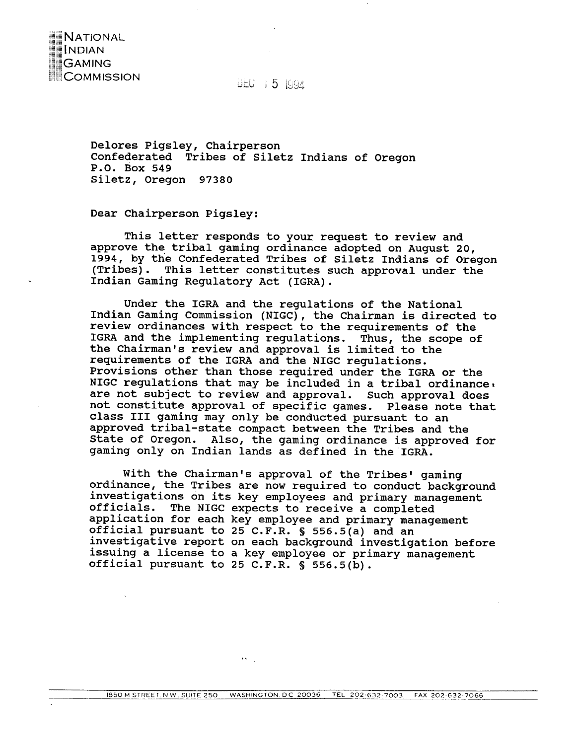NATIONAL
INDIAN
GAMING
COMMISSION

DEC 15 1994

Delores Pigsley, Chairperson
Confederated Tribes of Siletz Indians of Oregon
P.O. Box 549
Siletz, Oregon 97380

Dear Chairperson Pigsley:

This letter responds to your request to review and approve the tribal gaming ordinance adopted on August 20, 1994, by the Confederated Tribes of Siletz Indians of Oregon (Tribes). This letter constitutes such approval under the Indian Gaming Regulatory Act (IGRA).

Under the IGRA and the regulations of the National Indian Gaming Commission (NIGC), the Chairman is directed to review ordinances with respect to the requirements of the IGRA and the implementing regulations. Thus, the scope of the Chairman's review and approval is limited to the requirements of the IGRA and the NIGC regulations. Provisions other than those required under the IGRA or the NIGC regulations that may be included in a tribal ordinance, are not subject to review and approval. Such approval does not constitute approval of specific games. Please note that class III gaming may only be conducted pursuant to an approved tribal-state compact between the Tribes and the State of Oregon. Also, the gaming ordinance is approved for gaming only on Indian lands as defined in the IGRA.

With the Chairman's approval of the Tribes' gaming ordinance, the Tribes are now required to conduct background investigations on its key employees and primary management officials. The NIGC expects to receive a completed application for each key employee and primary management official pursuant to 25 C.F.R. § 556.5(a) and an investigative report on each background investigation before issuing a license to a key employee or primary management official pursuant to 25 C.F.R. § 556.5(b).

1850 M STREET N.W. SUITE 250 WASHINGTON, D.C. 20036 TEL 202-632-7003 FAX 202-632-7066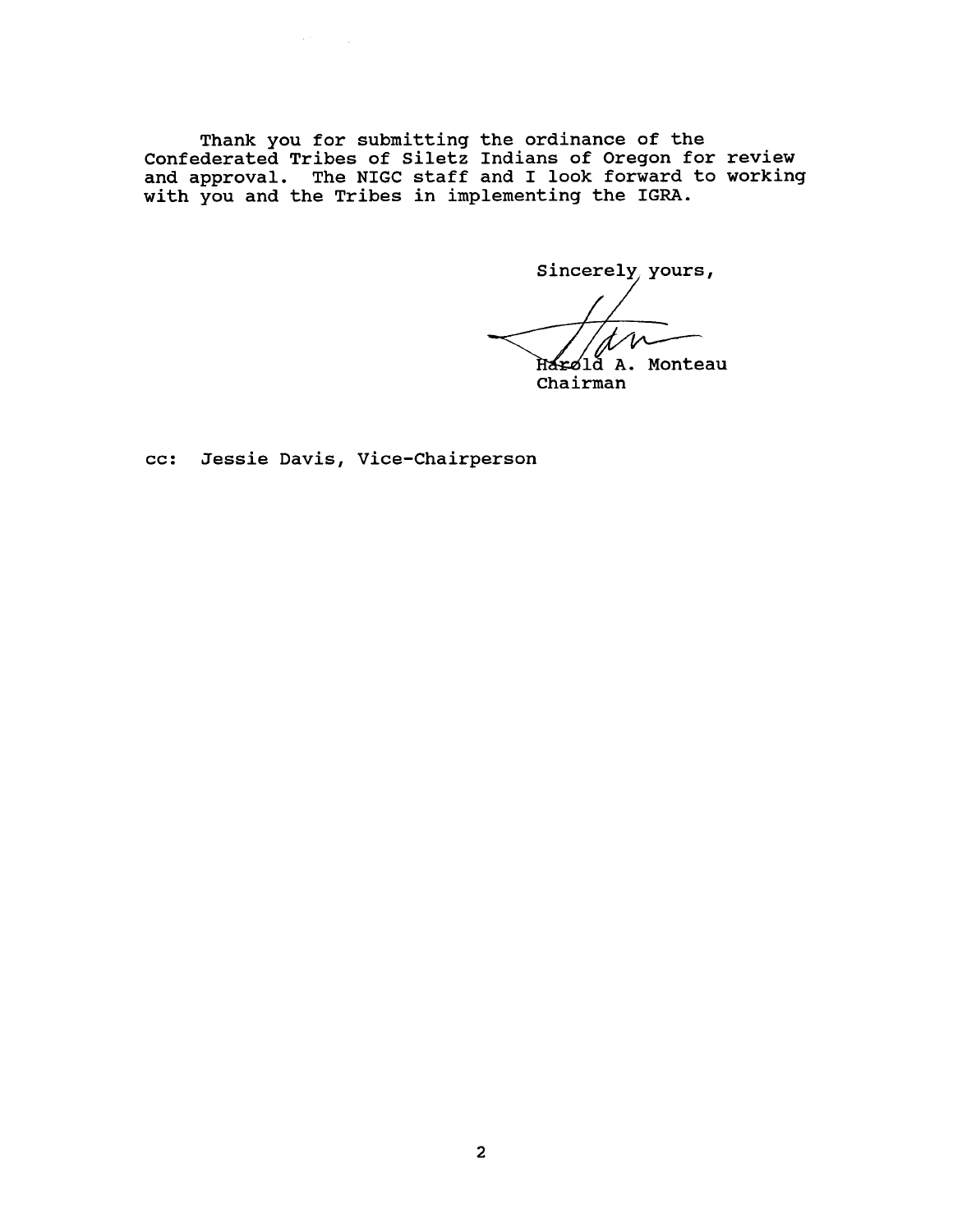Thank you for submitting the ordinance of the Confederated Tribes of Siletz Indians of Oregon for review and approval. The NIGC staff and I look forward to working with you and the Tribes in implementing the IGRA.

Sincerely yours,

Harold A. Monteau
Chairman

cc: Jessie Davis, Vice-Chairperson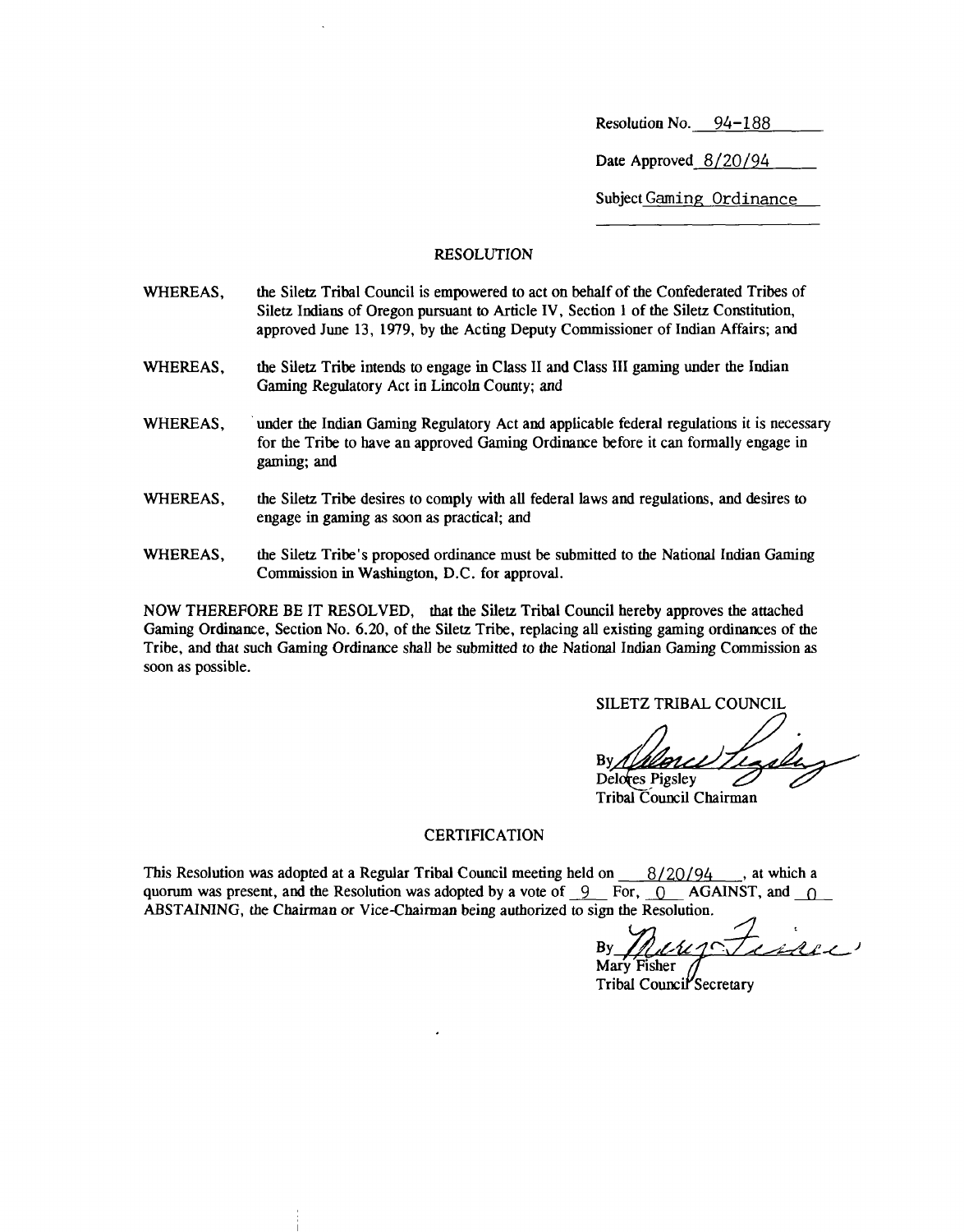Resolution No. 94-188

Date Approved 8/20/94

Subject Gaming Ordinance

## RESOLUTION

WHEREAS, the Siletz Tribal Council is empowered to act on behalf of the Confederated Tribes of Siletz Indians of Oregon pursuant to Article IV, Section 1 of the Siletz Constitution, approved June 13, 1979, by the Acting Deputy Commissioner of Indian Affairs; and

WHEREAS, the Siletz Tribe intends to engage in Class II and Class III gaming under the Indian Gaming Regulatory Act in Lincoln County; and

WHEREAS, under the Indian Gaming Regulatory Act and applicable federal regulations it is necessary for the Tribe to have an approved Gaming Ordinance before it can formally engage in gaming; and

WHEREAS, the Siletz Tribe desires to comply with all federal laws and regulations, and desires to engage in gaming as soon as practical; and

WHEREAS, the Siletz Tribe's proposed ordinance must be submitted to the National Indian Gaming Commission in Washington, D.C. for approval.

NOW THEREFORE BE IT RESOLVED, that the Siletz Tribal Council hereby approves the attached Gaming Ordinance, Section No. 6.20, of the Siletz Tribe, replacing all existing gaming ordinances of the Tribe, and that such Gaming Ordinance shall be submitted to the National Indian Gaming Commission as soon as possible.

SILETZ TRIBAL COUNCIL

By Delores Pigsley
Delores Pigsley
Tribal Council Chairman

## CERTIFICATION

This Resolution was adopted at a Regular Tribal Council meeting held on 8/20/94, at which a quorum was present, and the Resolution was adopted by a vote of 9 For, 0 AGAINST, and 0 ABSTAINING, the Chairman or Vice-Chairman being authorized to sign the Resolution.

By Mary Fisher
Mary Fisher
Tribal Council Secretary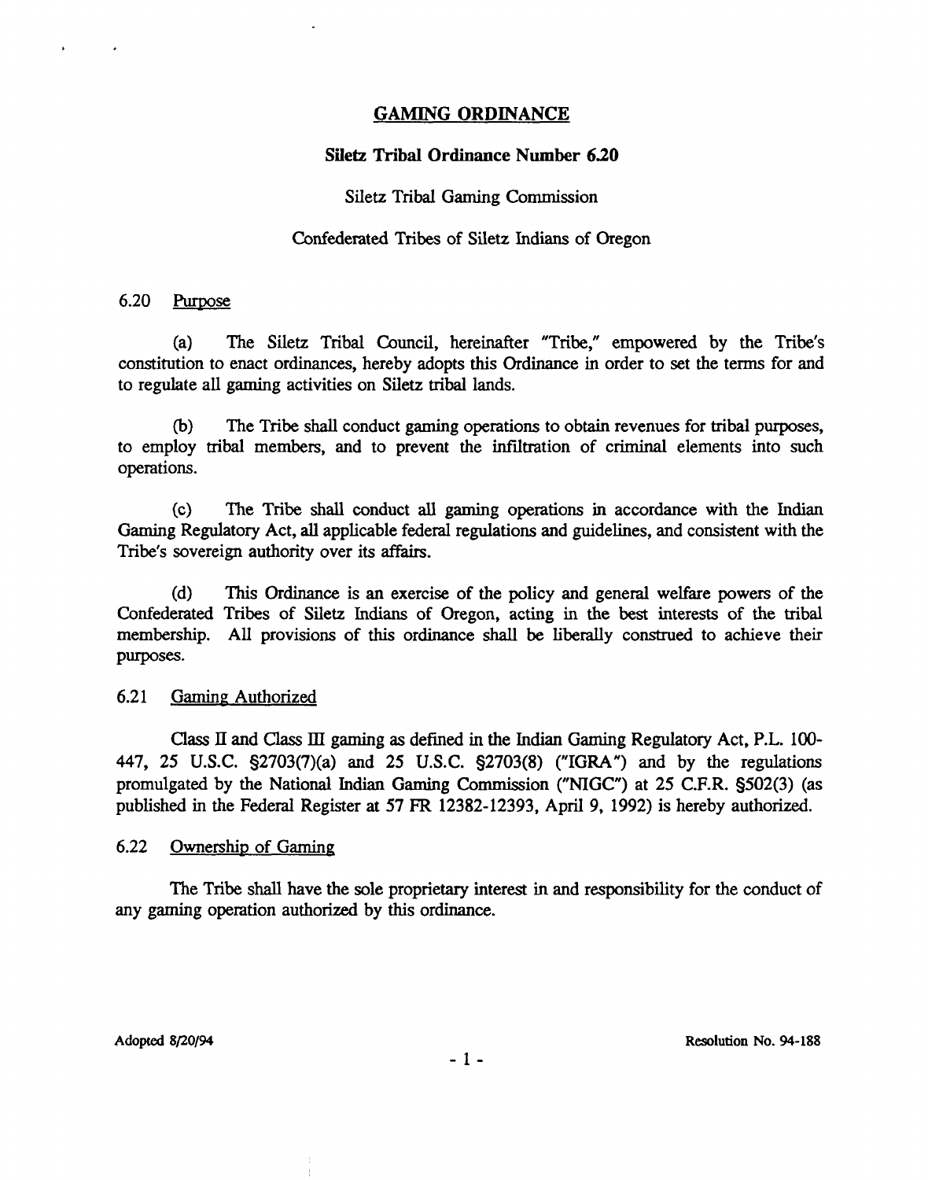# GAMING ORDINANCE

## Siletz Tribal Ordinance Number 6.20

Siletz Tribal Gaming Commission

Confederated Tribes of Siletz Indians of Oregon

### 6.20 Purpose

(a) The Siletz Tribal Council, hereinafter "Tribe," empowered by the Tribe's constitution to enact ordinances, hereby adopts this Ordinance in order to set the terms for and to regulate all gaming activities on Siletz tribal lands.

(b) The Tribe shall conduct gaming operations to obtain revenues for tribal purposes, to employ tribal members, and to prevent the infiltration of criminal elements into such operations.

(c) The Tribe shall conduct all gaming operations in accordance with the Indian Gaming Regulatory Act, all applicable federal regulations and guidelines, and consistent with the Tribe's sovereign authority over its affairs.

(d) This Ordinance is an exercise of the policy and general welfare powers of the Confederated Tribes of Siletz Indians of Oregon, acting in the best interests of the tribal membership. All provisions of this ordinance shall be liberally construed to achieve their purposes.

### 6.21 Gaming Authorized

Class II and Class III gaming as defined in the Indian Gaming Regulatory Act, P.L. 100-447, 25 U.S.C. §2703(7)(a) and 25 U.S.C. §2703(8) ("IGRA") and by the regulations promulgated by the National Indian Gaming Commission ("NIGC") at 25 C.F.R. §502(3) (as published in the Federal Register at 57 FR 12382-12393, April 9, 1992) is hereby authorized.

### 6.22 Ownership of Gaming

The Tribe shall have the sole proprietary interest in and responsibility for the conduct of any gaming operation authorized by this ordinance.

Adopted 8/20/94 Resolution No. 94-188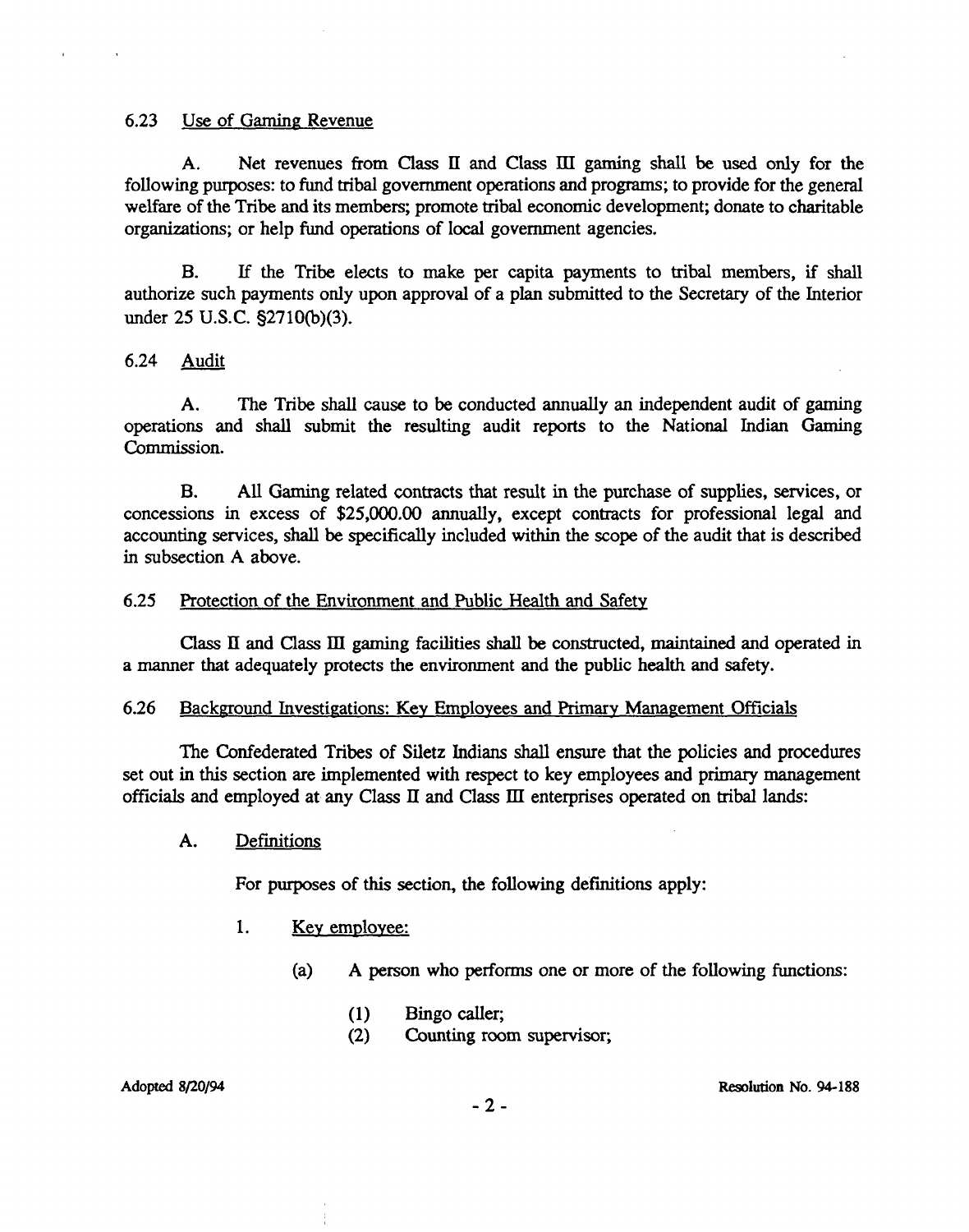### 6.23 Use of Gaming Revenue

A. Net revenues from Class II and Class III gaming shall be used only for the following purposes: to fund tribal government operations and programs; to provide for the general welfare of the Tribe and its members; promote tribal economic development; donate to charitable organizations; or help fund operations of local government agencies.

B. If the Tribe elects to make per capita payments to tribal members, if shall authorize such payments only upon approval of a plan submitted to the Secretary of the Interior under 25 U.S.C. §2710(b)(3).

### 6.24 Audit

A. The Tribe shall cause to be conducted annually an independent audit of gaming operations and shall submit the resulting audit reports to the National Indian Gaming Commission.

B. All Gaming related contracts that result in the purchase of supplies, services, or concessions in excess of $25,000.00 annually, except contracts for professional legal and accounting services, shall be specifically included within the scope of the audit that is described in subsection A above.

### 6.25 Protection of the Environment and Public Health and Safety

Class II and Class III gaming facilities shall be constructed, maintained and operated in a manner that adequately protects the environment and the public health and safety.

### 6.26 Background Investigations: Key Employees and Primary Management Officials

The Confederated Tribes of Siletz Indians shall ensure that the policies and procedures set out in this section are implemented with respect to key employees and primary management officials and employed at any Class II and Class III enterprises operated on tribal lands:

A. Definitions

For purposes of this section, the following definitions apply:

1. Key employee:

   (a) A person who performs one or more of the following functions:

   (1) Bingo caller;
   (2) Counting room supervisor;

Adopted 8/20/94 — Resolution No. 94-188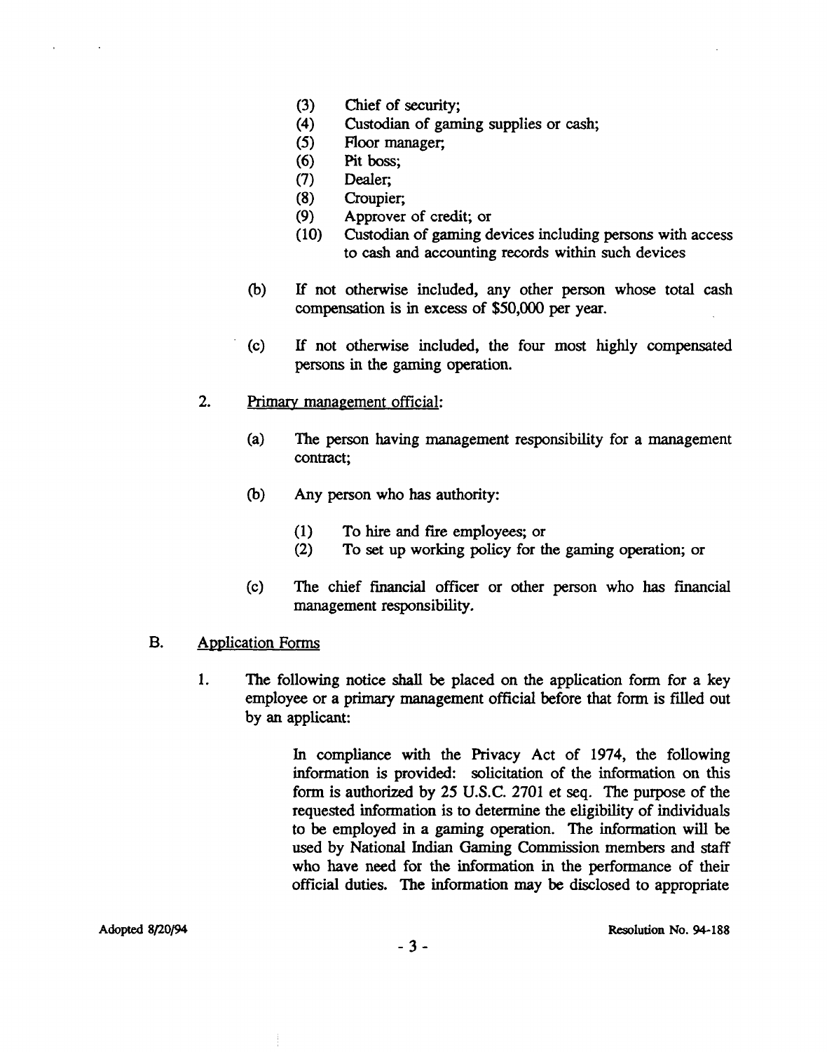(3) Chief of security;
(4) Custodian of gaming supplies or cash;
(5) Floor manager;
(6) Pit boss;
(7) Dealer;
(8) Croupier;
(9) Approver of credit; or
(10) Custodian of gaming devices including persons with access to cash and accounting records within such devices

(b) If not otherwise included, any other person whose total cash compensation is in excess of $50,000 per year.

(c) If not otherwise included, the four most highly compensated persons in the gaming operation.

2. Primary management official:

(a) The person having management responsibility for a management contract;

(b) Any person who has authority:

(1) To hire and fire employees; or
(2) To set up working policy for the gaming operation; or

(c) The chief financial officer or other person who has financial management responsibility.

B. Application Forms

1. The following notice shall be placed on the application form for a key employee or a primary management official before that form is filled out by an applicant:

> In compliance with the Privacy Act of 1974, the following information is provided: solicitation of the information on this form is authorized by 25 U.S.C. 2701 et seq. The purpose of the requested information is to determine the eligibility of individuals to be employed in a gaming operation. The information will be used by National Indian Gaming Commission members and staff who have need for the information in the performance of their official duties. The information may be disclosed to appropriate

Adopted 8/20/94 Resolution No. 94-188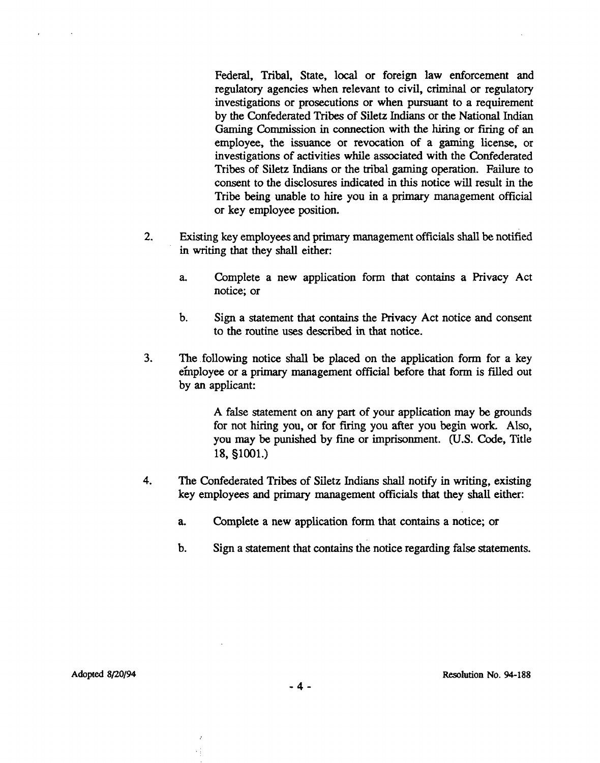Federal, Tribal, State, local or foreign law enforcement and regulatory agencies when relevant to civil, criminal or regulatory investigations or prosecutions or when pursuant to a requirement by the Confederated Tribes of Siletz Indians or the National Indian Gaming Commission in connection with the hiring or firing of an employee, the issuance or revocation of a gaming license, or investigations of activities while associated with the Confederated Tribes of Siletz Indians or the tribal gaming operation. Failure to consent to the disclosures indicated in this notice will result in the Tribe being unable to hire you in a primary management official or key employee position.

2. Existing key employees and primary management officials shall be notified in writing that they shall either:

   a. Complete a new application form that contains a Privacy Act notice; or

   b. Sign a statement that contains the Privacy Act notice and consent to the routine uses described in that notice.

3. The following notice shall be placed on the application form for a key employee or a primary management official before that form is filled out by an applicant:

   > A false statement on any part of your application may be grounds for not hiring you, or for firing you after you begin work. Also, you may be punished by fine or imprisonment. (U.S. Code, Title 18, §1001.)

4. The Confederated Tribes of Siletz Indians shall notify in writing, existing key employees and primary management officials that they shall either:

   a. Complete a new application form that contains a notice; or

   b. Sign a statement that contains the notice regarding false statements.

Adopted 8/20/94

Resolution No. 94-188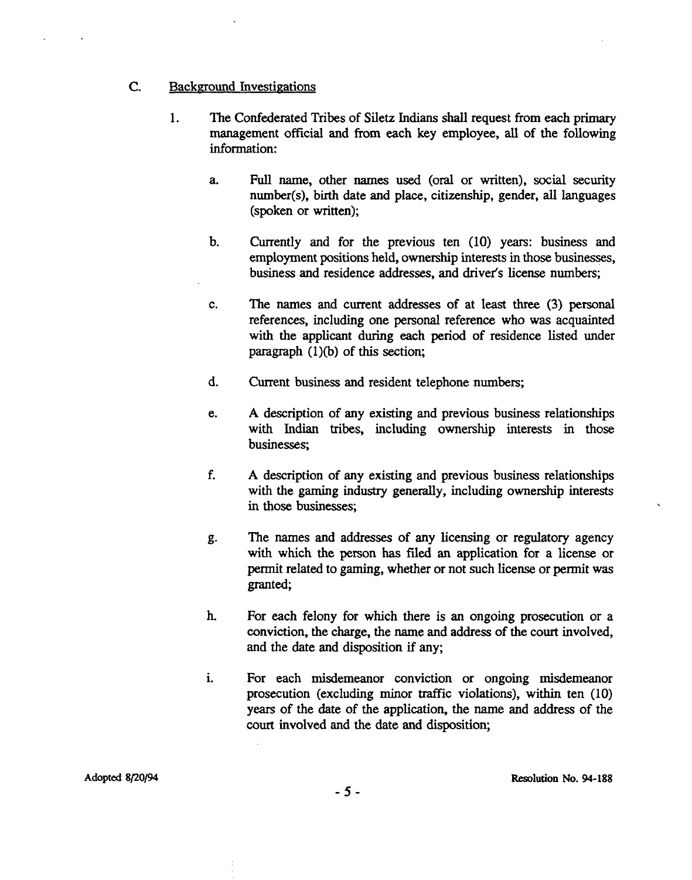C. Background Investigations

1. The Confederated Tribes of Siletz Indians shall request from each primary management official and from each key employee, all of the following information:

   a. Full name, other names used (oral or written), social security number(s), birth date and place, citizenship, gender, all languages (spoken or written);

   b. Currently and for the previous ten (10) years: business and employment positions held, ownership interests in those businesses, business and residence addresses, and driver's license numbers;

   c. The names and current addresses of at least three (3) personal references, including one personal reference who was acquainted with the applicant during each period of residence listed under paragraph (1)(b) of this section;

   d. Current business and resident telephone numbers;

   e. A description of any existing and previous business relationships with Indian tribes, including ownership interests in those businesses;

   f. A description of any existing and previous business relationships with the gaming industry generally, including ownership interests in those businesses;

   g. The names and addresses of any licensing or regulatory agency with which the person has filed an application for a license or permit related to gaming, whether or not such license or permit was granted;

   h. For each felony for which there is an ongoing prosecution or a conviction, the charge, the name and address of the court involved, and the date and disposition if any;

   i. For each misdemeanor conviction or ongoing misdemeanor prosecution (excluding minor traffic violations), within ten (10) years of the date of the application, the name and address of the court involved and the date and disposition;

Adopted 8/20/94

Resolution No. 94-188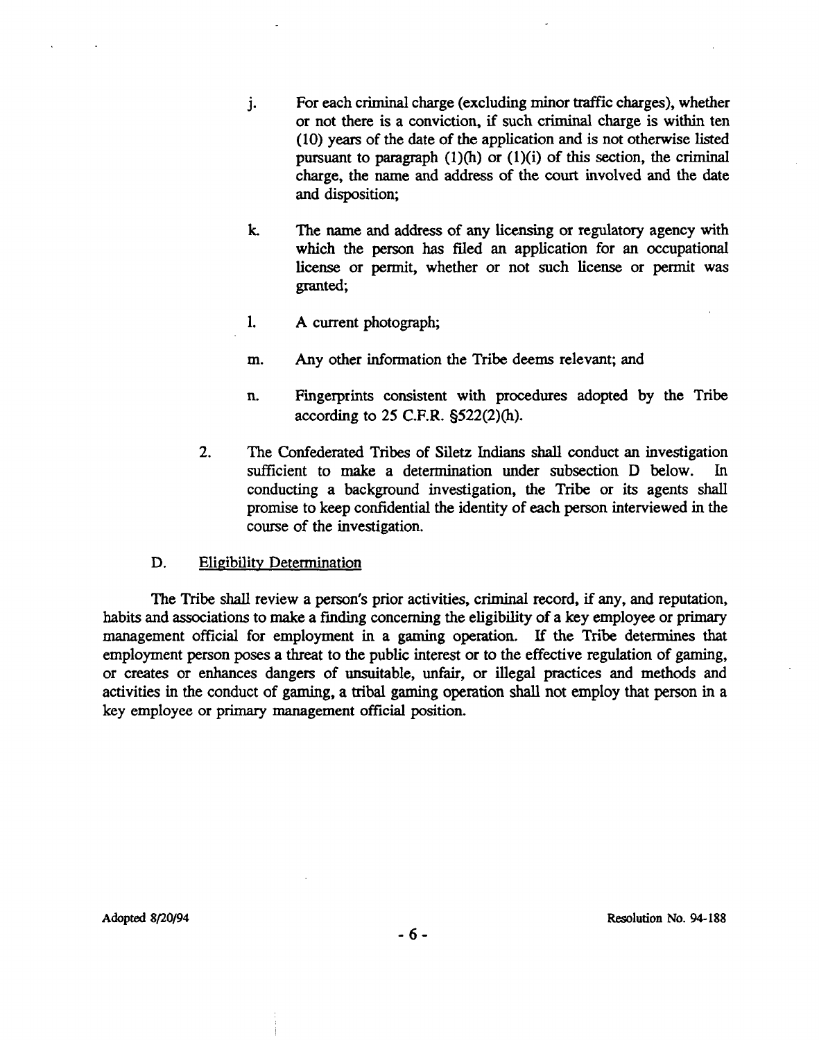j. For each criminal charge (excluding minor traffic charges), whether or not there is a conviction, if such criminal charge is within ten (10) years of the date of the application and is not otherwise listed pursuant to paragraph (1)(h) or (1)(i) of this section, the criminal charge, the name and address of the court involved and the date and disposition;

k. The name and address of any licensing or regulatory agency with which the person has filed an application for an occupational license or permit, whether or not such license or permit was granted;

l. A current photograph;

m. Any other information the Tribe deems relevant; and

n. Fingerprints consistent with procedures adopted by the Tribe according to 25 C.F.R. §522(2)(h).

2. The Confederated Tribes of Siletz Indians shall conduct an investigation sufficient to make a determination under subsection D below. In conducting a background investigation, the Tribe or its agents shall promise to keep confidential the identity of each person interviewed in the course of the investigation.

D. Eligibility Determination

The Tribe shall review a person's prior activities, criminal record, if any, and reputation, habits and associations to make a finding concerning the eligibility of a key employee or primary management official for employment in a gaming operation. If the Tribe determines that employment person poses a threat to the public interest or to the effective regulation of gaming, or creates or enhances dangers of unsuitable, unfair, or illegal practices and methods and activities in the conduct of gaming, a tribal gaming operation shall not employ that person in a key employee or primary management official position.

Adopted 8/20/94

Resolution No. 94-188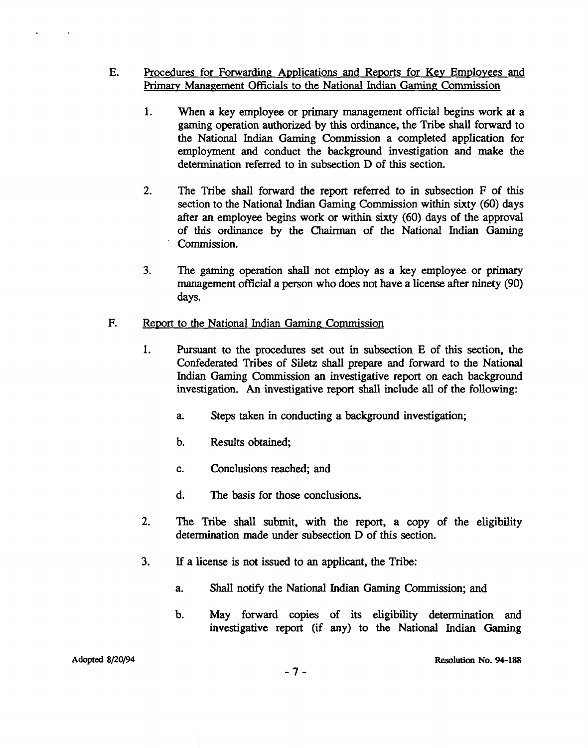E. Procedures for Forwarding Applications and Reports for Key Employees and Primary Management Officials to the National Indian Gaming Commission

1. When a key employee or primary management official begins work at a gaming operation authorized by this ordinance, the Tribe shall forward to the National Indian Gaming Commission a completed application for employment and conduct the background investigation and make the determination referred to in subsection D of this section.

2. The Tribe shall forward the report referred to in subsection F of this section to the National Indian Gaming Commission within sixty (60) days after an employee begins work or within sixty (60) days of the approval of this ordinance by the Chairman of the National Indian Gaming Commission.

3. The gaming operation shall not employ as a key employee or primary management official a person who does not have a license after ninety (90) days.

F. Report to the National Indian Gaming Commission

1. Pursuant to the procedures set out in subsection E of this section, the Confederated Tribes of Siletz shall prepare and forward to the National Indian Gaming Commission an investigative report on each background investigation. An investigative report shall include all of the following:

   a. Steps taken in conducting a background investigation;

   b. Results obtained;

   c. Conclusions reached; and

   d. The basis for those conclusions.

2. The Tribe shall submit, with the report, a copy of the eligibility determination made under subsection D of this section.

3. If a license is not issued to an applicant, the Tribe:

   a. Shall notify the National Indian Gaming Commission; and

   b. May forward copies of its eligibility determination and investigative report (if any) to the National Indian Gaming

Adopted 8/20/94 Resolution No. 94-188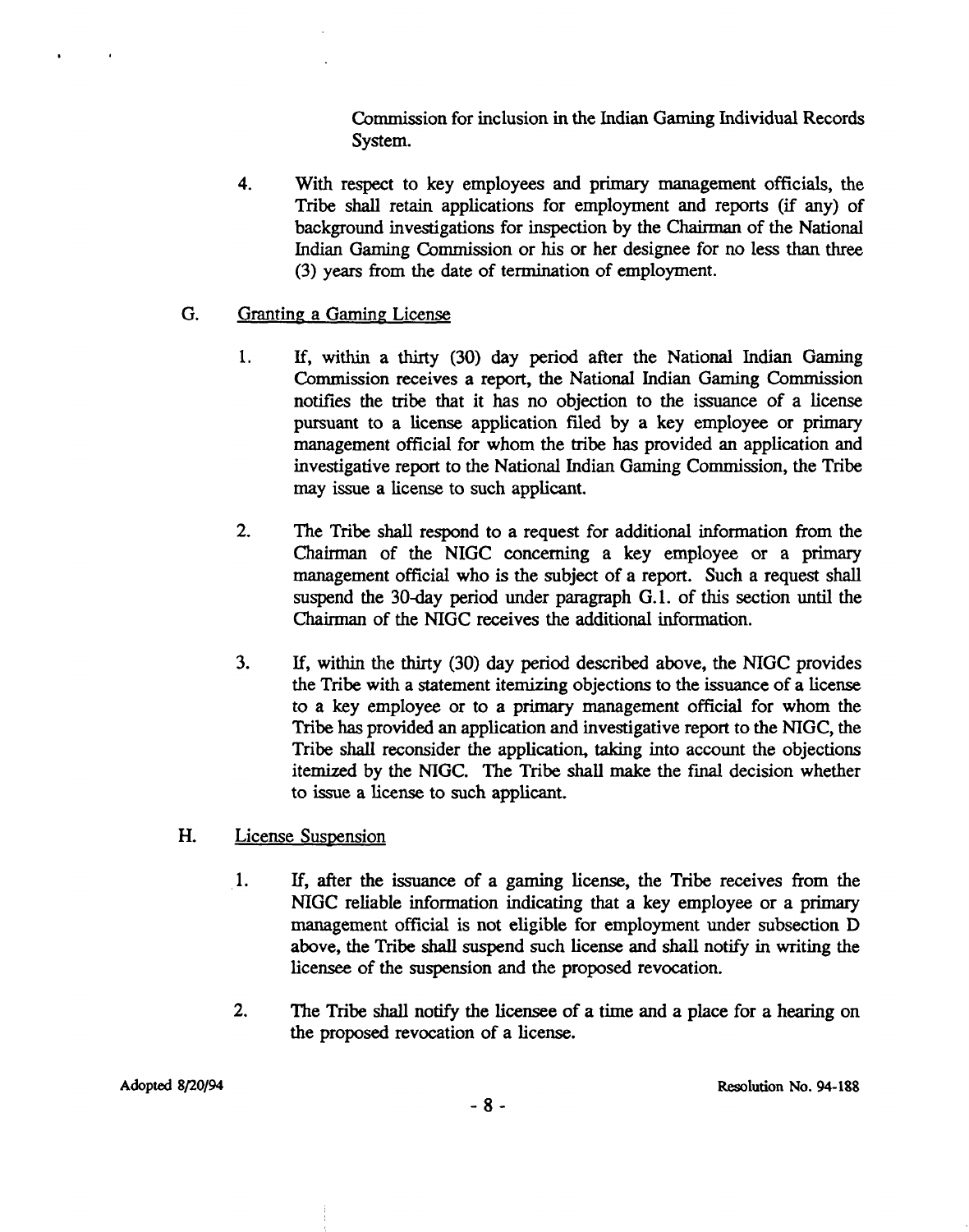Commission for inclusion in the Indian Gaming Individual Records System.

4. With respect to key employees and primary management officials, the Tribe shall retain applications for employment and reports (if any) of background investigations for inspection by the Chairman of the National Indian Gaming Commission or his or her designee for no less than three (3) years from the date of termination of employment.

G. Granting a Gaming License

1. If, within a thirty (30) day period after the National Indian Gaming Commission receives a report, the National Indian Gaming Commission notifies the tribe that it has no objection to the issuance of a license pursuant to a license application filed by a key employee or primary management official for whom the tribe has provided an application and investigative report to the National Indian Gaming Commission, the Tribe may issue a license to such applicant.

2. The Tribe shall respond to a request for additional information from the Chairman of the NIGC concerning a key employee or a primary management official who is the subject of a report. Such a request shall suspend the 30-day period under paragraph G.1. of this section until the Chairman of the NIGC receives the additional information.

3. If, within the thirty (30) day period described above, the NIGC provides the Tribe with a statement itemizing objections to the issuance of a license to a key employee or to a primary management official for whom the Tribe has provided an application and investigative report to the NIGC, the Tribe shall reconsider the application, taking into account the objections itemized by the NIGC. The Tribe shall make the final decision whether to issue a license to such applicant.

H. License Suspension

1. If, after the issuance of a gaming license, the Tribe receives from the NIGC reliable information indicating that a key employee or a primary management official is not eligible for employment under subsection D above, the Tribe shall suspend such license and shall notify in writing the licensee of the suspension and the proposed revocation.

2. The Tribe shall notify the licensee of a time and a place for a hearing on the proposed revocation of a license.

Adopted 8/20/94 Resolution No. 94-188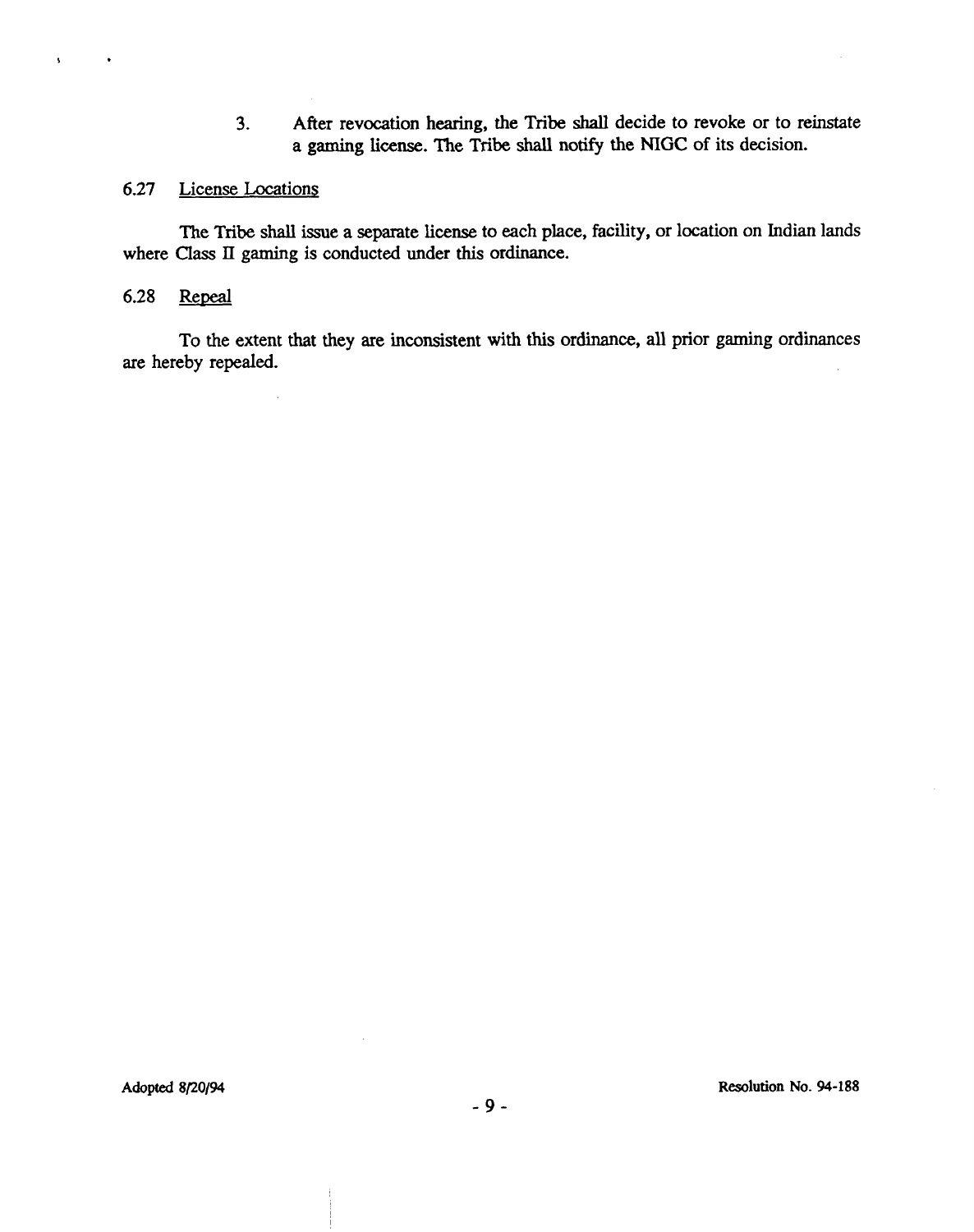3. After revocation hearing, the Tribe shall decide to revoke or to reinstate a gaming license. The Tribe shall notify the NIGC of its decision.

6.27 License Locations

The Tribe shall issue a separate license to each place, facility, or location on Indian lands where Class II gaming is conducted under this ordinance.

6.28 Repeal

To the extent that they are inconsistent with this ordinance, all prior gaming ordinances are hereby repealed.

Adopted 8/20/94 Resolution No. 94-188